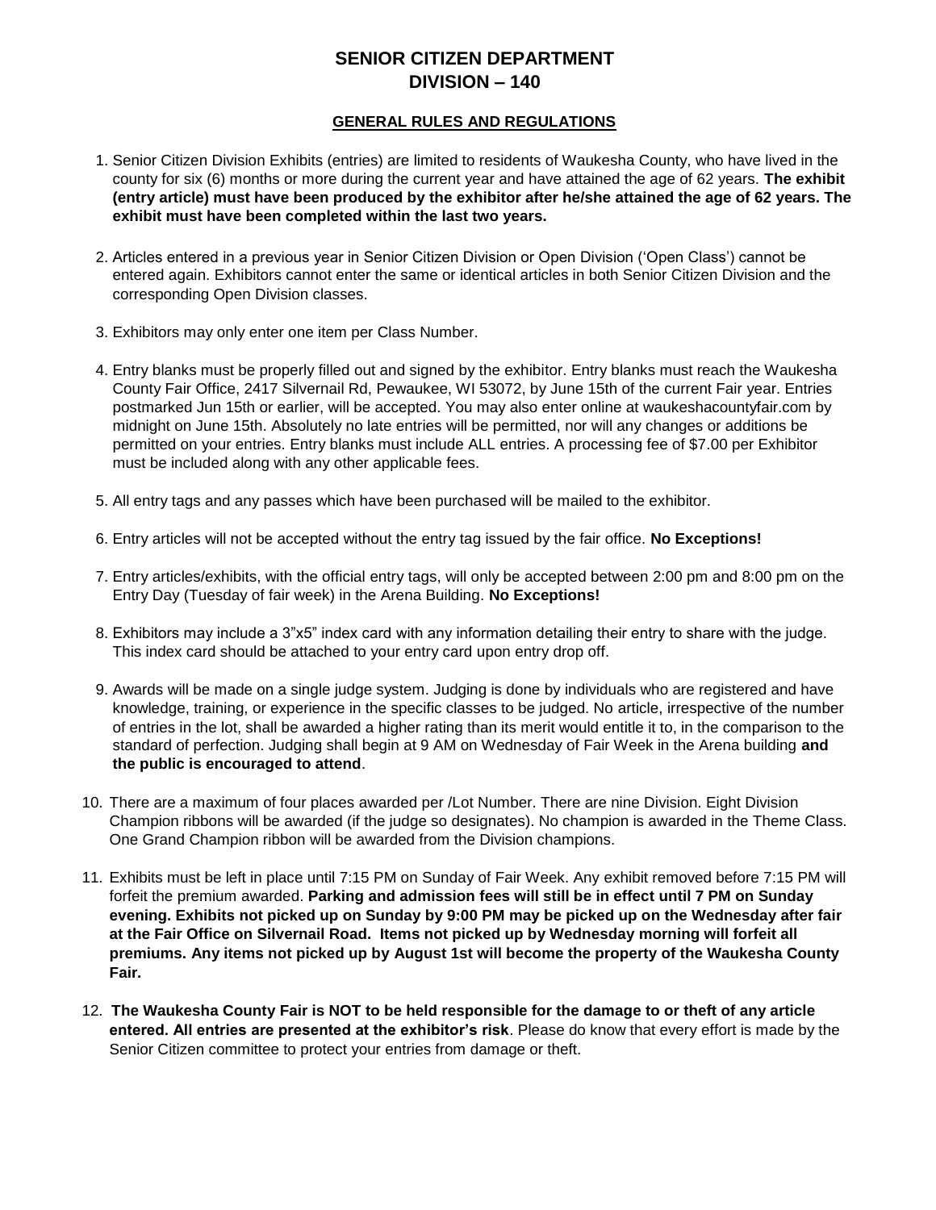# SENIOR CITIZEN DEPARTMENT
# DIVISION – 140

## GENERAL RULES AND REGULATIONS

1. Senior Citizen Division Exhibits (entries) are limited to residents of Waukesha County, who have lived in the county for six (6) months or more during the current year and have attained the age of 62 years. **The exhibit (entry article) must have been produced by the exhibitor after he/she attained the age of 62 years. The exhibit must have been completed within the last two years.**

2. Articles entered in a previous year in Senior Citizen Division or Open Division ('Open Class') cannot be entered again. Exhibitors cannot enter the same or identical articles in both Senior Citizen Division and the corresponding Open Division classes.

3. Exhibitors may only enter one item per Class Number.

4. Entry blanks must be properly filled out and signed by the exhibitor. Entry blanks must reach the Waukesha County Fair Office, 2417 Silvernail Rd, Pewaukee, WI 53072, by June 15th of the current Fair year. Entries postmarked Jun 15th or earlier, will be accepted. You may also enter online at waukeshacountyfair.com by midnight on June 15th. Absolutely no late entries will be permitted, nor will any changes or additions be permitted on your entries. Entry blanks must include ALL entries. A processing fee of $7.00 per Exhibitor must be included along with any other applicable fees.

5. All entry tags and any passes which have been purchased will be mailed to the exhibitor.

6. Entry articles will not be accepted without the entry tag issued by the fair office. **No Exceptions!**

7. Entry articles/exhibits, with the official entry tags, will only be accepted between 2:00 pm and 8:00 pm on the Entry Day (Tuesday of fair week) in the Arena Building. **No Exceptions!**

8. Exhibitors may include a 3"x5" index card with any information detailing their entry to share with the judge. This index card should be attached to your entry card upon entry drop off.

9. Awards will be made on a single judge system. Judging is done by individuals who are registered and have knowledge, training, or experience in the specific classes to be judged. No article, irrespective of the number of entries in the lot, shall be awarded a higher rating than its merit would entitle it to, in the comparison to the standard of perfection. Judging shall begin at 9 AM on Wednesday of Fair Week in the Arena building **and the public is encouraged to attend**.

10. There are a maximum of four places awarded per /Lot Number. There are nine Division. Eight Division Champion ribbons will be awarded (if the judge so designates). No champion is awarded in the Theme Class. One Grand Champion ribbon will be awarded from the Division champions.

11. Exhibits must be left in place until 7:15 PM on Sunday of Fair Week. Any exhibit removed before 7:15 PM will forfeit the premium awarded. **Parking and admission fees will still be in effect until 7 PM on Sunday evening. Exhibits not picked up on Sunday by 9:00 PM may be picked up on the Wednesday after fair at the Fair Office on Silvernail Road. Items not picked up by Wednesday morning will forfeit all premiums. Any items not picked up by August 1st will become the property of the Waukesha County Fair.**

12. **The Waukesha County Fair is NOT to be held responsible for the damage to or theft of any article entered. All entries are presented at the exhibitor's risk**. Please do know that every effort is made by the Senior Citizen committee to protect your entries from damage or theft.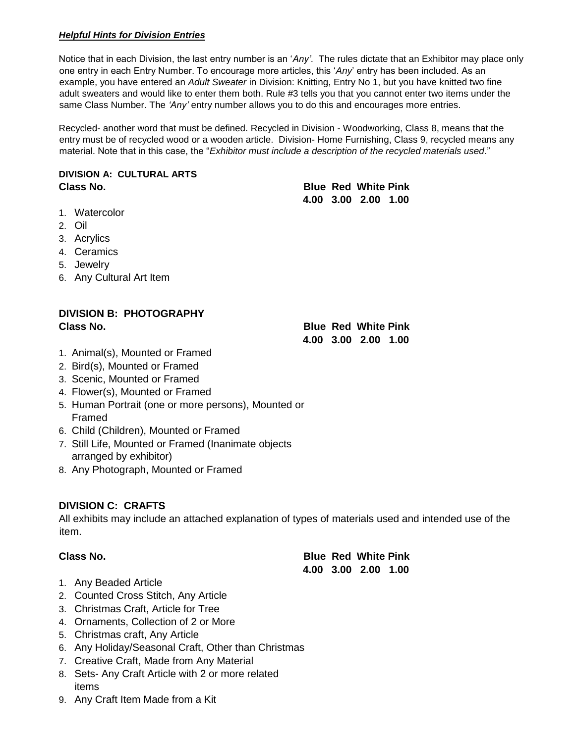***Helpful Hints for Division Entries***

Notice that in each Division, the last entry number is an '*Any'*. The rules dictate that an Exhibitor may place only one entry in each Entry Number. To encourage more articles, this '*Any*' entry has been included. As an example, you have entered an *Adult Sweater* in Division: Knitting, Entry No 1, but you have knitted two fine adult sweaters and would like to enter them both. Rule #3 tells you that you cannot enter two items under the same Class Number. The *'Any'* entry number allows you to do this and encourages more entries.

Recycled- another word that must be defined. Recycled in Division - Woodworking, Class 8, means that the entry must be of recycled wood or a wooden article. Division- Home Furnishing, Class 9, recycled means any material. Note that in this case, the "*Exhibitor must include a description of the recycled materials used*."

## DIVISION A: CULTURAL ARTS

| Class No. | Blue | Red | White | Pink |
|---|---|---|---|---|
| | 4.00 | 3.00 | 2.00 | 1.00 |

1. Watercolor
2. Oil
3. Acrylics
4. Ceramics
5. Jewelry
6. Any Cultural Art Item

## DIVISION B: PHOTOGRAPHY

| Class No. | Blue | Red | White | Pink |
|---|---|---|---|---|
| | 4.00 | 3.00 | 2.00 | 1.00 |

1. Animal(s), Mounted or Framed
2. Bird(s), Mounted or Framed
3. Scenic, Mounted or Framed
4. Flower(s), Mounted or Framed
5. Human Portrait (one or more persons), Mounted or Framed
6. Child (Children), Mounted or Framed
7. Still Life, Mounted or Framed (Inanimate objects arranged by exhibitor)
8. Any Photograph, Mounted or Framed

## DIVISION C: CRAFTS

All exhibits may include an attached explanation of types of materials used and intended use of the item.

| Class No. | Blue | Red | White | Pink |
|---|---|---|---|---|
| | 4.00 | 3.00 | 2.00 | 1.00 |

1. Any Beaded Article
2. Counted Cross Stitch, Any Article
3. Christmas Craft, Article for Tree
4. Ornaments, Collection of 2 or More
5. Christmas craft, Any Article
6. Any Holiday/Seasonal Craft, Other than Christmas
7. Creative Craft, Made from Any Material
8. Sets- Any Craft Article with 2 or more related items
9. Any Craft Item Made from a Kit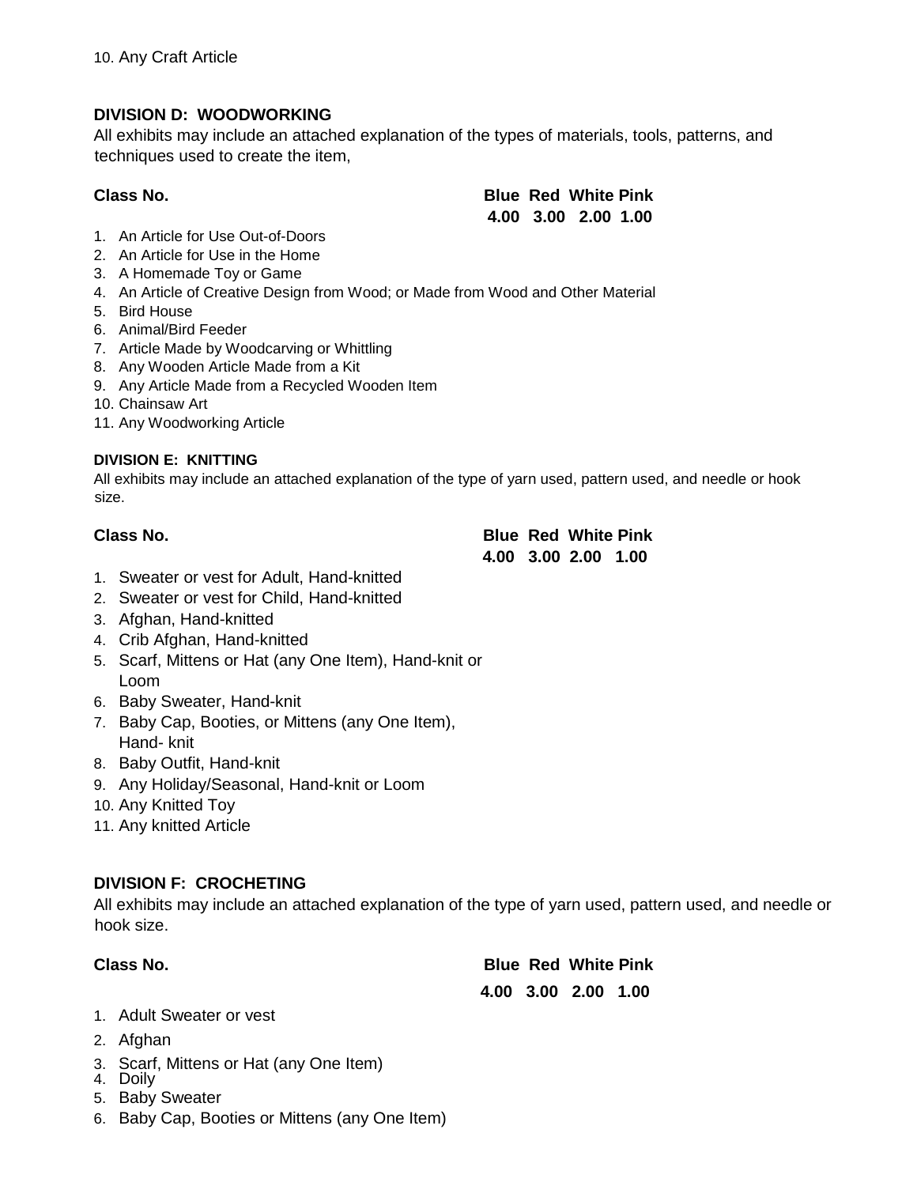10. Any Craft Article

**DIVISION D: WOODWORKING**

All exhibits may include an attached explanation of the types of materials, tools, patterns, and techniques used to create the item,

| Class No. | Blue | Red | White | Pink |
|---|---|---|---|---|
| | 4.00 | 3.00 | 2.00 | 1.00 |

1. An Article for Use Out-of-Doors
2. An Article for Use in the Home
3. A Homemade Toy or Game
4. An Article of Creative Design from Wood; or Made from Wood and Other Material
5. Bird House
6. Animal/Bird Feeder
7. Article Made by Woodcarving or Whittling
8. Any Wooden Article Made from a Kit
9. Any Article Made from a Recycled Wooden Item
10. Chainsaw Art
11. Any Woodworking Article

**DIVISION E: KNITTING**

All exhibits may include an attached explanation of the type of yarn used, pattern used, and needle or hook size.

| Class No. | Blue | Red | White | Pink |
|---|---|---|---|---|
| | 4.00 | 3.00 | 2.00 | 1.00 |

1. Sweater or vest for Adult, Hand-knitted
2. Sweater or vest for Child, Hand-knitted
3. Afghan, Hand-knitted
4. Crib Afghan, Hand-knitted
5. Scarf, Mittens or Hat (any One Item), Hand-knit or Loom
6. Baby Sweater, Hand-knit
7. Baby Cap, Booties, or Mittens (any One Item), Hand- knit
8. Baby Outfit, Hand-knit
9. Any Holiday/Seasonal, Hand-knit or Loom
10. Any Knitted Toy
11. Any knitted Article

**DIVISION F: CROCHETING**

All exhibits may include an attached explanation of the type of yarn used, pattern used, and needle or hook size.

| Class No. | Blue | Red | White | Pink |
|---|---|---|---|---|
| | 4.00 | 3.00 | 2.00 | 1.00 |

1. Adult Sweater or vest
2. Afghan
3. Scarf, Mittens or Hat (any One Item)
4. Doily
5. Baby Sweater
6. Baby Cap, Booties or Mittens (any One Item)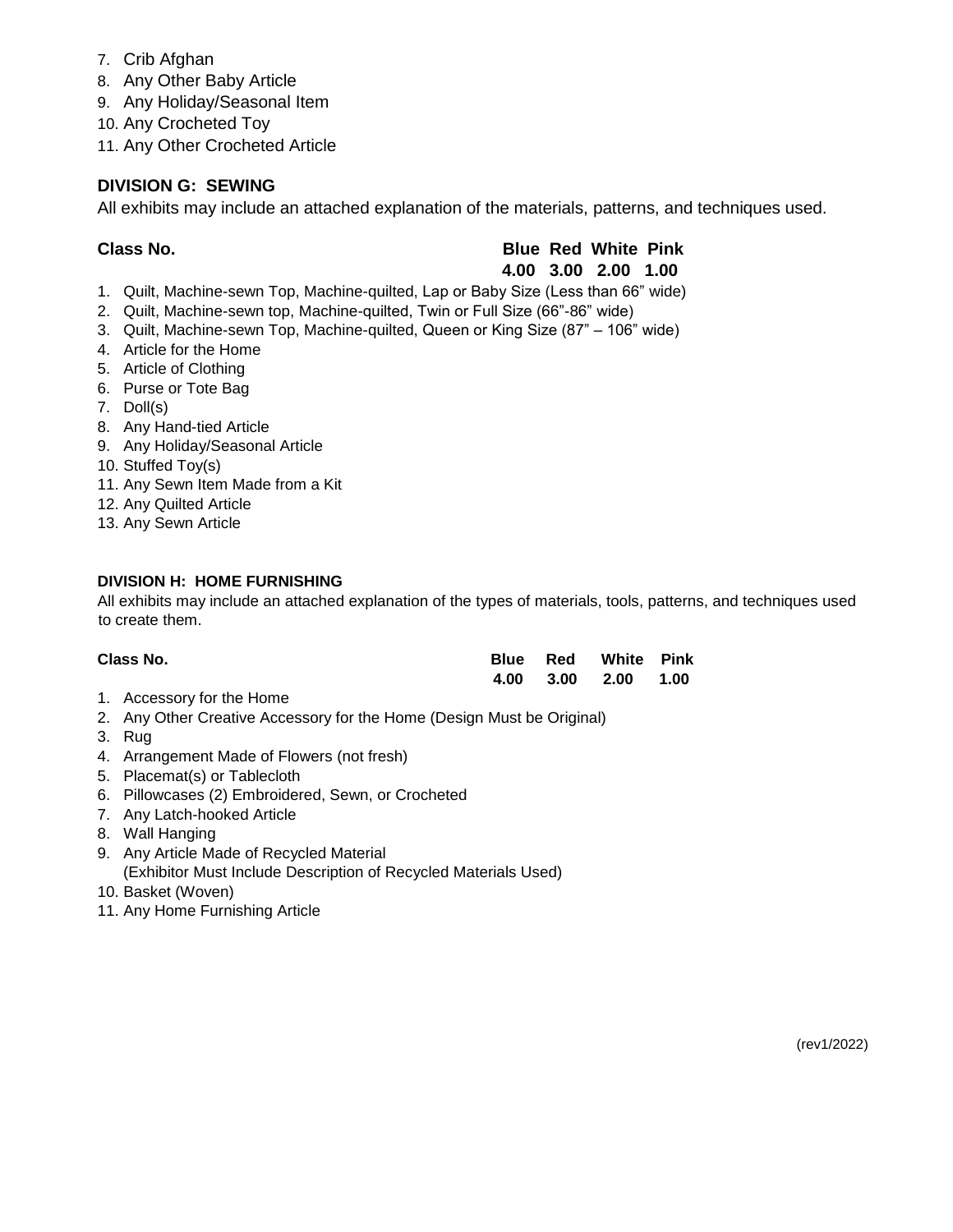7. Crib Afghan
8. Any Other Baby Article
9. Any Holiday/Seasonal Item
10. Any Crocheted Toy
11. Any Other Crocheted Article

## DIVISION G: SEWING

All exhibits may include an attached explanation of the materials, patterns, and techniques used.

| Class No. | Blue | Red | White | Pink |
|---|---|---|---|---|
| | 4.00 | 3.00 | 2.00 | 1.00 |

1. Quilt, Machine-sewn Top, Machine-quilted, Lap or Baby Size (Less than 66" wide)
2. Quilt, Machine-sewn top, Machine-quilted, Twin or Full Size (66"-86" wide)
3. Quilt, Machine-sewn Top, Machine-quilted, Queen or King Size (87" – 106" wide)
4. Article for the Home
5. Article of Clothing
6. Purse or Tote Bag
7. Doll(s)
8. Any Hand-tied Article
9. Any Holiday/Seasonal Article
10. Stuffed Toy(s)
11. Any Sewn Item Made from a Kit
12. Any Quilted Article
13. Any Sewn Article

### DIVISION H: HOME FURNISHING

All exhibits may include an attached explanation of the types of materials, tools, patterns, and techniques used to create them.

| Class No. | Blue | Red | White | Pink |
|---|---|---|---|---|
| | 4.00 | 3.00 | 2.00 | 1.00 |

1. Accessory for the Home
2. Any Other Creative Accessory for the Home (Design Must be Original)
3. Rug
4. Arrangement Made of Flowers (not fresh)
5. Placemat(s) or Tablecloth
6. Pillowcases (2) Embroidered, Sewn, or Crocheted
7. Any Latch-hooked Article
8. Wall Hanging
9. Any Article Made of Recycled Material
   (Exhibitor Must Include Description of Recycled Materials Used)
10. Basket (Woven)
11. Any Home Furnishing Article

(rev1/2022)